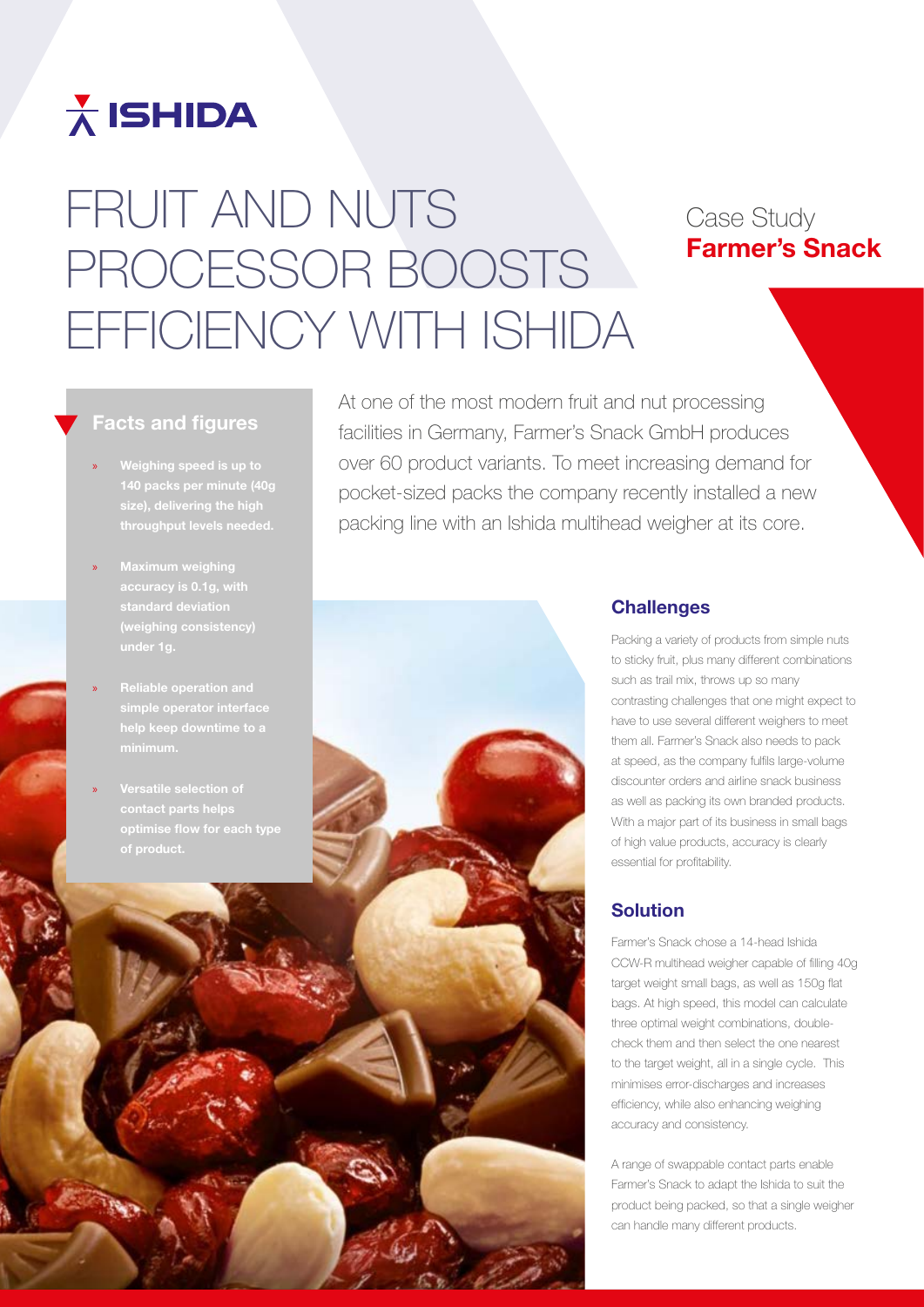# FRUIT AND NUTS PROCESSOR BOOSTS EFFICIENCY WITH ISHIDA

Case Study
**Farmer's Snack**

## Facts and figures

- **Weighing speed is up to 140 packs per minute (40g size), delivering the high throughput levels needed.**
- **Maximum weighing accuracy is 0.1g, with standard deviation (weighing consistency) under 1g.**
- **Reliable operation and simple operator interface help keep downtime to a minimum.**
- **Versatile selection of contact parts helps optimise flow for each type of product.**

At one of the most modern fruit and nut processing facilities in Germany, Farmer's Snack GmbH produces over 60 product variants. To meet increasing demand for pocket-sized packs the company recently installed a new packing line with an Ishida multihead weigher at its core.

### Challenges

Packing a variety of products from simple nuts to sticky fruit, plus many different combinations such as trail mix, throws up so many contrasting challenges that one might expect to have to use several different weighers to meet them all. Farmer's Snack also needs to pack at speed, as the company fulfils large-volume discounter orders and airline snack business as well as packing its own branded products. With a major part of its business in small bags of high value products, accuracy is clearly essential for profitability.

### Solution

Farmer's Snack chose a 14-head Ishida CCW-R multihead weigher capable of filling 40g target weight small bags, as well as 150g flat bags. At high speed, this model can calculate three optimal weight combinations, double-check them and then select the one nearest to the target weight, all in a single cycle. This minimises error-discharges and increases efficiency, while also enhancing weighing accuracy and consistency.

A range of swappable contact parts enable Farmer's Snack to adapt the Ishida to suit the product being packed, so that a single weigher can handle many different products.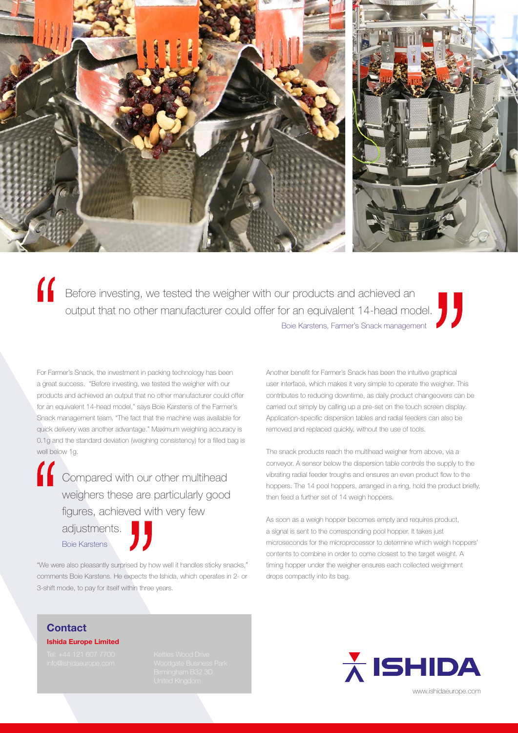> Before investing, we tested the weigher with our products and achieved an output that no other manufacturer could offer for an equivalent 14-head model.
>
> Boie Karstens, Farmer's Snack management

For Farmer's Snack, the investment in packing technology has been a great success. "Before investing, we tested the weigher with our products and achieved an output that no other manufacturer could offer for an equivalent 14-head model," says Boie Karstens of the Farmer's Snack management team. "The fact that the machine was available for quick delivery was another advantage." Maximum weighing accuracy is 0.1g and the standard deviation (weighing consistency) for a filled bag is well below 1g.

> Compared with our other multihead weighers these are particularly good figures, achieved with very few adjustments.
>
> Boie Karstens

"We were also pleasantly surprised by how well it handles sticky snacks," comments Boie Karstens. He expects the Ishida, which operates in 2- or 3-shift mode, to pay for itself within three years.

Another benefit for Farmer's Snack has been the intuitive graphical user interface, which makes it very simple to operate the weigher. This contributes to reducing downtime, as daily product changeovers can be carried out simply by calling up a pre-set on the touch screen display. Application-specific dispersion tables and radial feeders can also be removed and replaced quickly, without the use of tools.

The snack products reach the multihead weigher from above, via a conveyor. A sensor below the dispersion table controls the supply to the vibrating radial feeder troughs and ensures an even product flow to the hoppers. The 14 pool hoppers, arranged in a ring, hold the product briefly, then feed a further set of 14 weigh hoppers.

As soon as a weigh hopper becomes empty and requires product, a signal is sent to the corresponding pool hopper. It takes just microseconds for the microprocessor to determine which weigh hoppers' contents to combine in order to come closest to the target weight. A timing hopper under the weigher ensures each collected weighment drops compactly into its bag.

## Contact

**Ishida Europe Limited**

Tel: +44 121 607 7700
info@ishidaeurope.com

Kettles Wood Drive
Woodgate Business Park
Birmingham B32 3D
United Kingdom

ISHIDA

www.ishidaeurope.com